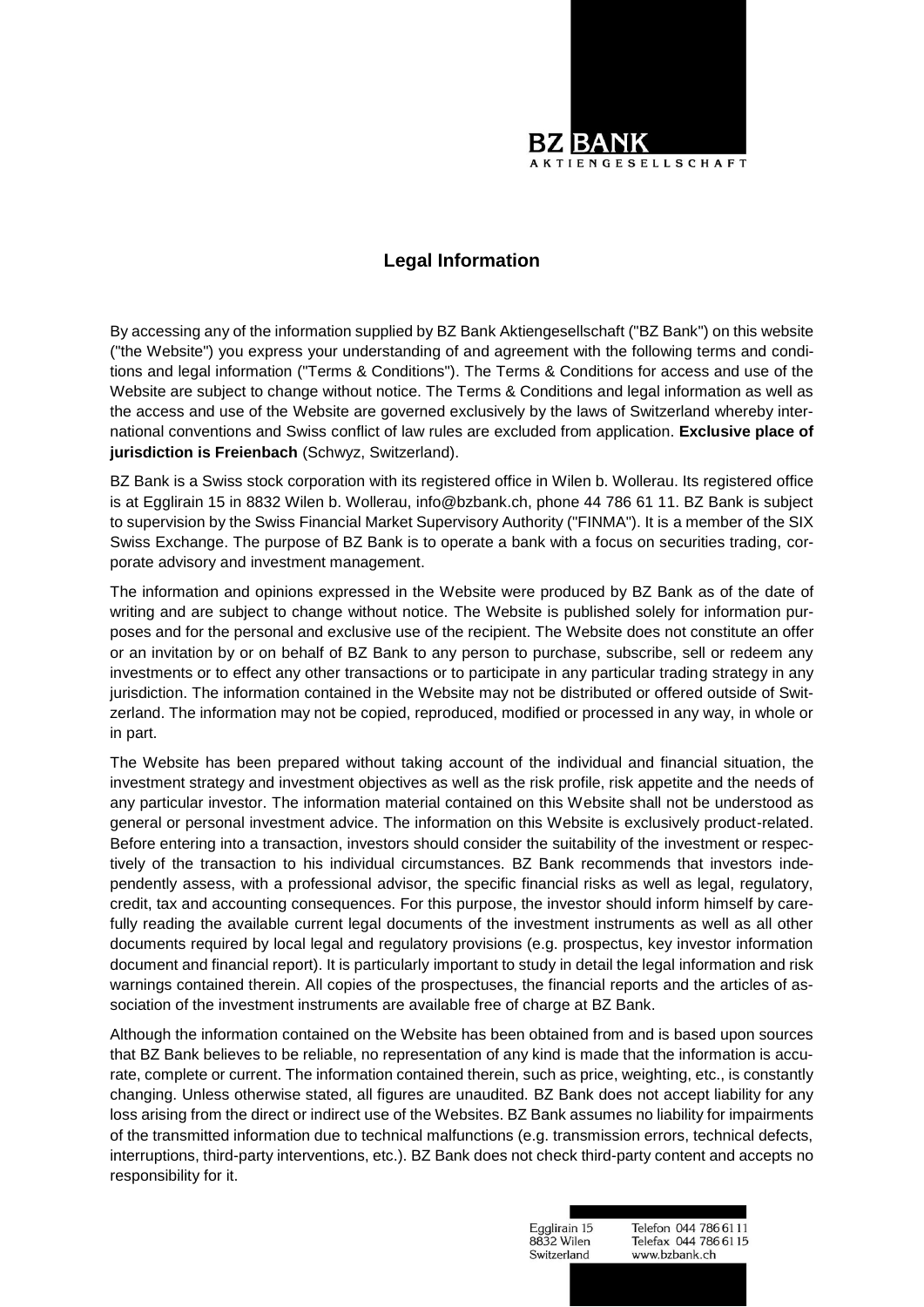# Legal Information

By accessing any of the information supplied by BZ Bank Aktiengesellschaft ("BZ Bank") on this website ("the Website") you express your understanding of and agreement with the following terms and conditions and legal information ("Terms & Conditions"). The Terms & Conditions for access and use of the Website are subject to change without notice. The Terms & Conditions and legal information as well as the access and use of the Website are governed exclusively by the laws of Switzerland whereby international conventions and Swiss conflict of law rules are excluded from application. **Exclusive place of jurisdiction is Freienbach** (Schwyz, Switzerland).

BZ Bank is a Swiss stock corporation with its registered office in Wilen b. Wollerau. Its registered office is at Egglirain 15 in 8832 Wilen b. Wollerau, info@bzbank.ch, phone 44 786 61 11. BZ Bank is subject to supervision by the Swiss Financial Market Supervisory Authority ("FINMA"). It is a member of the SIX Swiss Exchange. The purpose of BZ Bank is to operate a bank with a focus on securities trading, corporate advisory and investment management.

The information and opinions expressed in the Website were produced by BZ Bank as of the date of writing and are subject to change without notice. The Website is published solely for information purposes and for the personal and exclusive use of the recipient. The Website does not constitute an offer or an invitation by or on behalf of BZ Bank to any person to purchase, subscribe, sell or redeem any investments or to effect any other transactions or to participate in any particular trading strategy in any jurisdiction. The information contained in the Website may not be distributed or offered outside of Switzerland. The information may not be copied, reproduced, modified or processed in any way, in whole or in part.

The Website has been prepared without taking account of the individual and financial situation, the investment strategy and investment objectives as well as the risk profile, risk appetite and the needs of any particular investor. The information material contained on this Website shall not be understood as general or personal investment advice. The information on this Website is exclusively product-related. Before entering into a transaction, investors should consider the suitability of the investment or respectively of the transaction to his individual circumstances. BZ Bank recommends that investors independently assess, with a professional advisor, the specific financial risks as well as legal, regulatory, credit, tax and accounting consequences. For this purpose, the investor should inform himself by carefully reading the available current legal documents of the investment instruments as well as all other documents required by local legal and regulatory provisions (e.g. prospectus, key investor information document and financial report). It is particularly important to study in detail the legal information and risk warnings contained therein. All copies of the prospectuses, the financial reports and the articles of association of the investment instruments are available free of charge at BZ Bank.

Although the information contained on the Website has been obtained from and is based upon sources that BZ Bank believes to be reliable, no representation of any kind is made that the information is accurate, complete or current. The information contained therein, such as price, weighting, etc., is constantly changing. Unless otherwise stated, all figures are unaudited. BZ Bank does not accept liability for any loss arising from the direct or indirect use of the Websites. BZ Bank assumes no liability for impairments of the transmitted information due to technical malfunctions (e.g. transmission errors, technical defects, interruptions, third-party interventions, etc.). BZ Bank does not check third-party content and accepts no responsibility for it.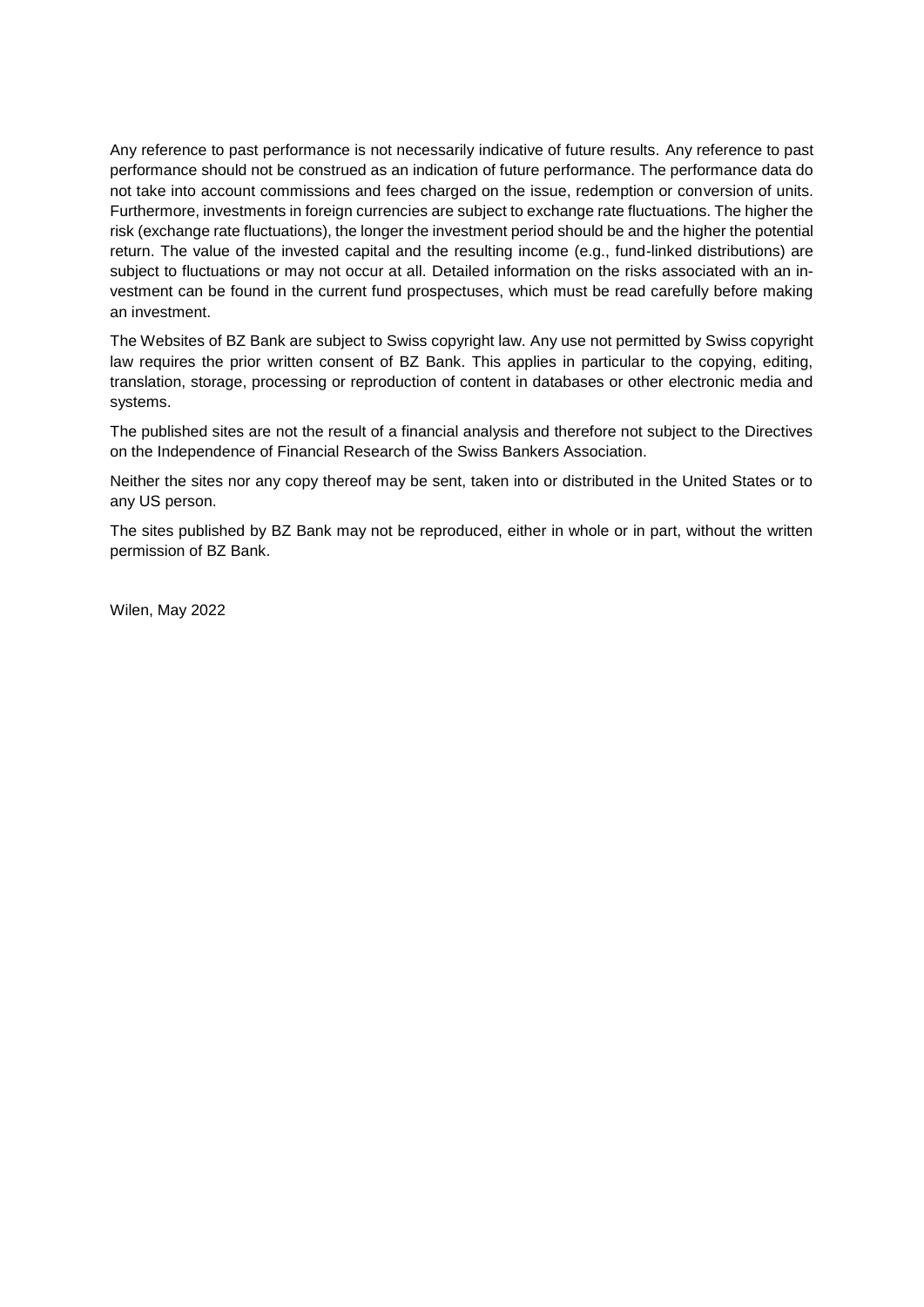Any reference to past performance is not necessarily indicative of future results. Any reference to past performance should not be construed as an indication of future performance. The performance data do not take into account commissions and fees charged on the issue, redemption or conversion of units. Furthermore, investments in foreign currencies are subject to exchange rate fluctuations. The higher the risk (exchange rate fluctuations), the longer the investment period should be and the higher the potential return. The value of the invested capital and the resulting income (e.g., fund-linked distributions) are subject to fluctuations or may not occur at all. Detailed information on the risks associated with an investment can be found in the current fund prospectuses, which must be read carefully before making an investment.

The Websites of BZ Bank are subject to Swiss copyright law. Any use not permitted by Swiss copyright law requires the prior written consent of BZ Bank. This applies in particular to the copying, editing, translation, storage, processing or reproduction of content in databases or other electronic media and systems.

The published sites are not the result of a financial analysis and therefore not subject to the Directives on the Independence of Financial Research of the Swiss Bankers Association.

Neither the sites nor any copy thereof may be sent, taken into or distributed in the United States or to any US person.

The sites published by BZ Bank may not be reproduced, either in whole or in part, without the written permission of BZ Bank.

Wilen, May 2022